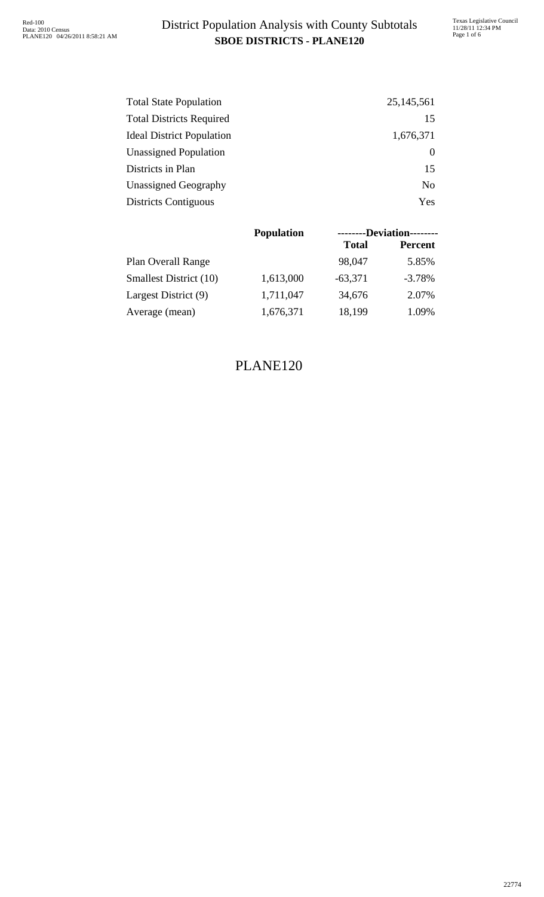# District Population Analysis with County Subtotals

## SBOE DISTRICTS - PLANE120

| | |
|---|---|
| Total State Population | 25,145,561 |
| Total Districts Required | 15 |
| Ideal District Population | 1,676,371 |
| Unassigned Population | 0 |
| Districts in Plan | 15 |
| Unassigned Geography | No |
| Districts Contiguous | Yes |

| | Population | --------Deviation-------- | |
|---|---|---|---|
| | | **Total** | **Percent** |
| Plan Overall Range | | 98,047 | 5.85% |
| Smallest District (10) | 1,613,000 | -63,371 | -3.78% |
| Largest District (9) | 1,711,047 | 34,676 | 2.07% |
| Average (mean) | 1,676,371 | 18,199 | 1.09% |

PLANE120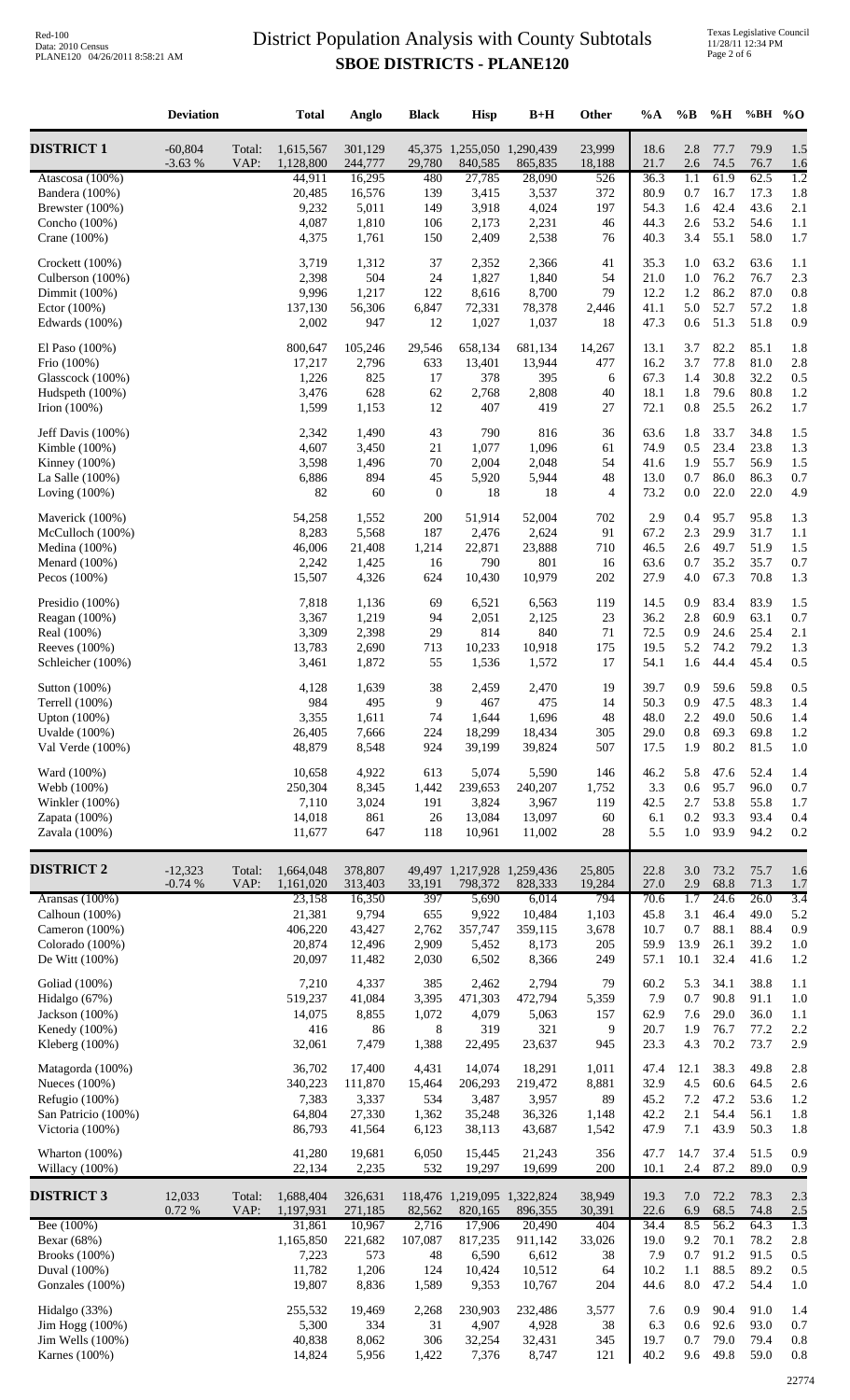# District Population Analysis with County Subtotals

## SBOE DISTRICTS - PLANE120

Red-100
Data: 2010 Census
PLANE120 04/26/2011 8:58:21 AM

Texas Legislative Council
11/28/11 12:34 PM

| | Deviation | | Total | Anglo | Black | Hisp | B+H | Other | %A | %B | %H | %BH | %O |
|---|---|---|---|---|---|---|---|---|---|---|---|---|---|
| **DISTRICT 1** | -60,804 | Total: | 1,615,567 | 301,129 | 45,375 | 1,255,050 | 1,290,439 | 23,999 | 18.6 | 2.8 | 77.7 | 79.9 | 1.5 |
| | -3.63 % | VAP: | 1,128,800 | 244,777 | 29,780 | 840,585 | 865,835 | 18,188 | 21.7 | 2.6 | 74.5 | 76.7 | 1.6 |
| Atascosa (100%) | | | 44,911 | 16,295 | 480 | 27,785 | 28,090 | 526 | 36.3 | 1.1 | 61.9 | 62.5 | 1.2 |
| Bandera (100%) | | | 20,485 | 16,576 | 139 | 3,415 | 3,537 | 372 | 80.9 | 0.7 | 16.7 | 17.3 | 1.8 |
| Brewster (100%) | | | 9,232 | 5,011 | 149 | 3,918 | 4,024 | 197 | 54.3 | 1.6 | 42.4 | 43.6 | 2.1 |
| Concho (100%) | | | 4,087 | 1,810 | 106 | 2,173 | 2,231 | 46 | 44.3 | 2.6 | 53.2 | 54.6 | 1.1 |
| Crane (100%) | | | 4,375 | 1,761 | 150 | 2,409 | 2,538 | 76 | 40.3 | 3.4 | 55.1 | 58.0 | 1.7 |
| Crockett (100%) | | | 3,719 | 1,312 | 37 | 2,352 | 2,366 | 41 | 35.3 | 1.0 | 63.2 | 63.6 | 1.1 |
| Culberson (100%) | | | 2,398 | 504 | 24 | 1,827 | 1,840 | 54 | 21.0 | 1.0 | 76.2 | 76.7 | 2.3 |
| Dimmit (100%) | | | 9,996 | 1,217 | 122 | 8,616 | 8,700 | 79 | 12.2 | 1.2 | 86.2 | 87.0 | 0.8 |
| Ector (100%) | | | 137,130 | 56,306 | 6,847 | 72,331 | 78,378 | 2,446 | 41.1 | 5.0 | 52.7 | 57.2 | 1.8 |
| Edwards (100%) | | | 2,002 | 947 | 12 | 1,027 | 1,037 | 18 | 47.3 | 0.6 | 51.3 | 51.8 | 0.9 |
| El Paso (100%) | | | 800,647 | 105,246 | 29,546 | 658,134 | 681,134 | 14,267 | 13.1 | 3.7 | 82.2 | 85.1 | 1.8 |
| Frio (100%) | | | 17,217 | 2,796 | 633 | 13,401 | 13,944 | 477 | 16.2 | 3.7 | 77.8 | 81.0 | 2.8 |
| Glasscock (100%) | | | 1,226 | 825 | 17 | 378 | 395 | 6 | 67.3 | 1.4 | 30.8 | 32.2 | 0.5 |
| Hudspeth (100%) | | | 3,476 | 628 | 62 | 2,768 | 2,808 | 40 | 18.1 | 1.8 | 79.6 | 80.8 | 1.2 |
| Irion (100%) | | | 1,599 | 1,153 | 12 | 407 | 419 | 27 | 72.1 | 0.8 | 25.5 | 26.2 | 1.7 |
| Jeff Davis (100%) | | | 2,342 | 1,490 | 43 | 790 | 816 | 36 | 63.6 | 1.8 | 33.7 | 34.8 | 1.5 |
| Kimble (100%) | | | 4,607 | 3,450 | 21 | 1,077 | 1,096 | 61 | 74.9 | 0.5 | 23.4 | 23.8 | 1.3 |
| Kinney (100%) | | | 3,598 | 1,496 | 70 | 2,004 | 2,048 | 54 | 41.6 | 1.9 | 55.7 | 56.9 | 1.5 |
| La Salle (100%) | | | 6,886 | 894 | 45 | 5,920 | 5,944 | 48 | 13.0 | 0.7 | 86.0 | 86.3 | 0.7 |
| Loving (100%) | | | 82 | 60 | 0 | 18 | 18 | 4 | 73.2 | 0.0 | 22.0 | 22.0 | 4.9 |
| Maverick (100%) | | | 54,258 | 1,552 | 200 | 51,914 | 52,004 | 702 | 2.9 | 0.4 | 95.7 | 95.8 | 1.3 |
| McCulloch (100%) | | | 8,283 | 5,568 | 187 | 2,476 | 2,624 | 91 | 67.2 | 2.3 | 29.9 | 31.7 | 1.1 |
| Medina (100%) | | | 46,006 | 21,408 | 1,214 | 22,871 | 23,888 | 710 | 46.5 | 2.6 | 49.7 | 51.9 | 1.5 |
| Menard (100%) | | | 2,242 | 1,425 | 16 | 790 | 801 | 16 | 63.6 | 0.7 | 35.2 | 35.7 | 0.7 |
| Pecos (100%) | | | 15,507 | 4,326 | 624 | 10,430 | 10,979 | 202 | 27.9 | 4.0 | 67.3 | 70.8 | 1.3 |
| Presidio (100%) | | | 7,818 | 1,136 | 69 | 6,521 | 6,563 | 119 | 14.5 | 0.9 | 83.4 | 83.9 | 1.5 |
| Reagan (100%) | | | 3,367 | 1,219 | 94 | 2,051 | 2,125 | 23 | 36.2 | 2.8 | 60.9 | 63.1 | 0.7 |
| Real (100%) | | | 3,309 | 2,398 | 29 | 814 | 840 | 71 | 72.5 | 0.9 | 24.6 | 25.4 | 2.1 |
| Reeves (100%) | | | 13,783 | 2,690 | 713 | 10,233 | 10,918 | 175 | 19.5 | 5.2 | 74.2 | 79.2 | 1.3 |
| Schleicher (100%) | | | 3,461 | 1,872 | 55 | 1,536 | 1,572 | 17 | 54.1 | 1.6 | 44.4 | 45.4 | 0.5 |
| Sutton (100%) | | | 4,128 | 1,639 | 38 | 2,459 | 2,470 | 19 | 39.7 | 0.9 | 59.6 | 59.8 | 0.5 |
| Terrell (100%) | | | 984 | 495 | 9 | 467 | 475 | 14 | 50.3 | 0.9 | 47.5 | 48.3 | 1.4 |
| Upton (100%) | | | 3,355 | 1,611 | 74 | 1,644 | 1,696 | 48 | 48.0 | 2.2 | 49.0 | 50.6 | 1.4 |
| Uvalde (100%) | | | 26,405 | 7,666 | 224 | 18,299 | 18,434 | 305 | 29.0 | 0.8 | 69.3 | 69.8 | 1.2 |
| Val Verde (100%) | | | 48,879 | 8,548 | 924 | 39,199 | 39,824 | 507 | 17.5 | 1.9 | 80.2 | 81.5 | 1.0 |
| Ward (100%) | | | 10,658 | 4,922 | 613 | 5,074 | 5,590 | 146 | 46.2 | 5.8 | 47.6 | 52.4 | 1.4 |
| Webb (100%) | | | 250,304 | 8,345 | 1,442 | 239,653 | 240,207 | 1,752 | 3.3 | 0.6 | 95.7 | 96.0 | 0.7 |
| Winkler (100%) | | | 7,110 | 3,024 | 191 | 3,824 | 3,967 | 119 | 42.5 | 2.7 | 53.8 | 55.8 | 1.7 |
| Zapata (100%) | | | 14,018 | 861 | 26 | 13,084 | 13,097 | 60 | 6.1 | 0.2 | 93.3 | 93.4 | 0.4 |
| Zavala (100%) | | | 11,677 | 647 | 118 | 10,961 | 11,002 | 28 | 5.5 | 1.0 | 93.9 | 94.2 | 0.2 |
| **DISTRICT 2** | -12,323 | Total: | 1,664,048 | 378,807 | 49,497 | 1,217,928 | 1,259,436 | 25,805 | 22.8 | 3.0 | 73.2 | 75.7 | 1.6 |
| | -0.74 % | VAP: | 1,161,020 | 313,403 | 33,191 | 798,372 | 828,333 | 19,284 | 27.0 | 2.9 | 68.8 | 71.3 | 1.7 |
| Aransas (100%) | | | 23,158 | 16,350 | 397 | 5,690 | 6,014 | 794 | 70.6 | 1.7 | 24.6 | 26.0 | 3.4 |
| Calhoun (100%) | | | 21,381 | 9,794 | 655 | 9,922 | 10,484 | 1,103 | 45.8 | 3.1 | 46.4 | 49.0 | 5.2 |
| Cameron (100%) | | | 406,220 | 43,427 | 2,762 | 357,747 | 359,115 | 3,678 | 10.7 | 0.7 | 88.1 | 88.4 | 0.9 |
| Colorado (100%) | | | 20,874 | 12,496 | 2,909 | 5,452 | 8,173 | 205 | 59.9 | 13.9 | 26.1 | 39.2 | 1.0 |
| De Witt (100%) | | | 20,097 | 11,482 | 2,030 | 6,502 | 8,366 | 249 | 57.1 | 10.1 | 32.4 | 41.6 | 1.2 |
| Goliad (100%) | | | 7,210 | 4,337 | 385 | 2,462 | 2,794 | 79 | 60.2 | 5.3 | 34.1 | 38.8 | 1.1 |
| Hidalgo (67%) | | | 519,237 | 41,084 | 3,395 | 471,303 | 472,794 | 5,359 | 7.9 | 0.7 | 90.8 | 91.1 | 1.0 |
| Jackson (100%) | | | 14,075 | 8,855 | 1,072 | 4,079 | 5,063 | 157 | 62.9 | 7.6 | 29.0 | 36.0 | 1.1 |
| Kenedy (100%) | | | 416 | 86 | 8 | 319 | 321 | 9 | 20.7 | 1.9 | 76.7 | 77.2 | 2.2 |
| Kleberg (100%) | | | 32,061 | 7,479 | 1,388 | 22,495 | 23,637 | 945 | 23.3 | 4.3 | 70.2 | 73.7 | 2.9 |
| Matagorda (100%) | | | 36,702 | 17,400 | 4,431 | 14,074 | 18,291 | 1,011 | 47.4 | 12.1 | 38.3 | 49.8 | 2.8 |
| Nueces (100%) | | | 340,223 | 111,870 | 15,464 | 206,293 | 219,472 | 8,881 | 32.9 | 4.5 | 60.6 | 64.5 | 2.6 |
| Refugio (100%) | | | 7,383 | 3,337 | 534 | 3,487 | 3,957 | 89 | 45.2 | 7.2 | 47.2 | 53.6 | 1.2 |
| San Patricio (100%) | | | 64,804 | 27,330 | 1,362 | 35,248 | 36,326 | 1,148 | 42.2 | 2.1 | 54.4 | 56.1 | 1.8 |
| Victoria (100%) | | | 86,793 | 41,564 | 6,123 | 38,113 | 43,687 | 1,542 | 47.9 | 7.1 | 43.9 | 50.3 | 1.8 |
| Wharton (100%) | | | 41,280 | 19,681 | 6,050 | 15,445 | 21,243 | 356 | 47.7 | 14.7 | 37.4 | 51.5 | 0.9 |
| Willacy (100%) | | | 22,134 | 2,235 | 532 | 19,297 | 19,699 | 200 | 10.1 | 2.4 | 87.2 | 89.0 | 0.9 |
| **DISTRICT 3** | 12,033 | Total: | 1,688,404 | 326,631 | 118,476 | 1,219,095 | 1,322,824 | 38,949 | 19.3 | 7.0 | 72.2 | 78.3 | 2.3 |
| | 0.72 % | VAP: | 1,197,931 | 271,185 | 82,562 | 820,165 | 896,355 | 30,391 | 22.6 | 6.9 | 68.5 | 74.8 | 2.5 |
| Bee (100%) | | | 31,861 | 10,967 | 2,716 | 17,906 | 20,490 | 404 | 34.4 | 8.5 | 56.2 | 64.3 | 1.3 |
| Bexar (68%) | | | 1,165,850 | 221,682 | 107,087 | 817,235 | 911,142 | 33,026 | 19.0 | 9.2 | 70.1 | 78.2 | 2.8 |
| Brooks (100%) | | | 7,223 | 573 | 48 | 6,590 | 6,612 | 38 | 7.9 | 0.7 | 91.2 | 91.5 | 0.5 |
| Duval (100%) | | | 11,782 | 1,206 | 124 | 10,424 | 10,512 | 64 | 10.2 | 1.1 | 88.5 | 89.2 | 0.5 |
| Gonzales (100%) | | | 19,807 | 8,836 | 1,589 | 9,353 | 10,767 | 204 | 44.6 | 8.0 | 47.2 | 54.4 | 1.0 |
| Hidalgo (33%) | | | 255,532 | 19,469 | 2,268 | 230,903 | 232,486 | 3,577 | 7.6 | 0.9 | 90.4 | 91.0 | 1.4 |
| Jim Hogg (100%) | | | 5,300 | 334 | 31 | 4,907 | 4,928 | 38 | 6.3 | 0.6 | 92.6 | 93.0 | 0.7 |
| Jim Wells (100%) | | | 40,838 | 8,062 | 306 | 32,254 | 32,431 | 345 | 19.7 | 0.7 | 79.0 | 79.4 | 0.8 |
| Karnes (100%) | | | 14,824 | 5,956 | 1,422 | 7,376 | 8,747 | 121 | 40.2 | 9.6 | 49.8 | 59.0 | 0.8 |

22774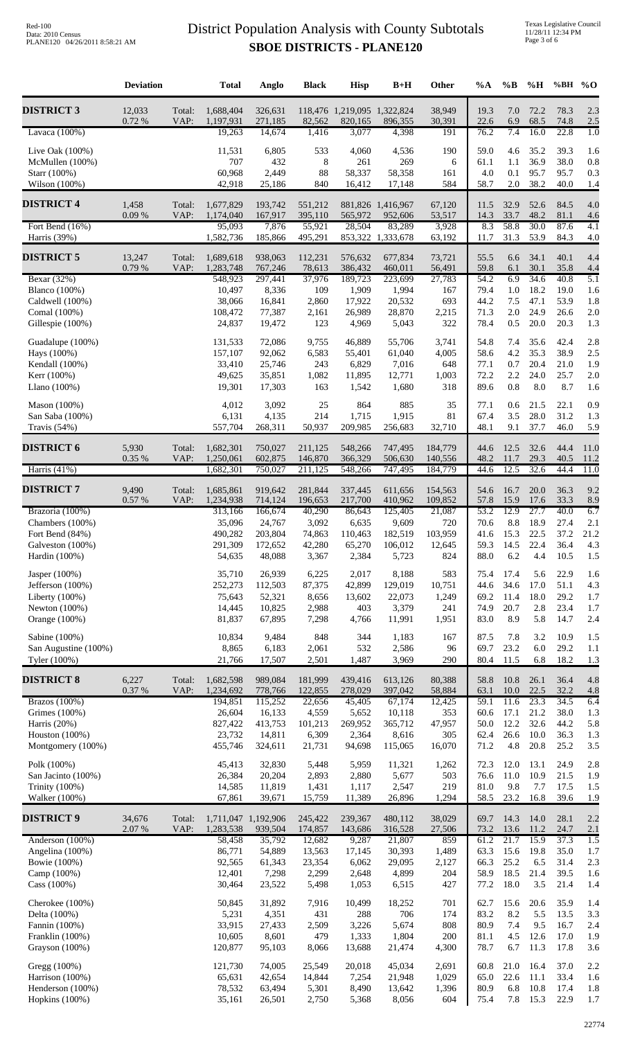# District Population Analysis with County Subtotals

## SBOE DISTRICTS - PLANE120

| | Deviation | | Total | Anglo | Black | Hisp | B+H | Other | %A | %B | %H | %BH | %O |
|---|---|---|---|---|---|---|---|---|---|---|---|---|---|
| **DISTRICT 3** | 12,033 | Total: | 1,688,404 | 326,631 | 118,476 | 1,219,095 | 1,322,824 | 38,949 | 19.3 | 7.0 | 72.2 | 78.3 | 2.3 |
| | 0.72 % | VAP: | 1,197,931 | 271,185 | 82,562 | 820,165 | 896,355 | 30,391 | 22.6 | 6.9 | 68.5 | 74.8 | 2.5 |
| Lavaca (100%) | | | 19,263 | 14,674 | 1,416 | 3,077 | 4,398 | 191 | 76.2 | 7.4 | 16.0 | 22.8 | 1.0 |
| Live Oak (100%) | | | 11,531 | 6,805 | 533 | 4,060 | 4,536 | 190 | 59.0 | 4.6 | 35.2 | 39.3 | 1.6 |
| McMullen (100%) | | | 707 | 432 | 8 | 261 | 269 | 6 | 61.1 | 1.1 | 36.9 | 38.0 | 0.8 |
| Starr (100%) | | | 60,968 | 2,449 | 88 | 58,337 | 58,358 | 161 | 4.0 | 0.1 | 95.7 | 95.7 | 0.3 |
| Wilson (100%) | | | 42,918 | 25,186 | 840 | 16,412 | 17,148 | 584 | 58.7 | 2.0 | 38.2 | 40.0 | 1.4 |
| **DISTRICT 4** | 1,458 | Total: | 1,677,829 | 193,742 | 551,212 | 881,826 | 1,416,967 | 67,120 | 11.5 | 32.9 | 52.6 | 84.5 | 4.0 |
| | 0.09 % | VAP: | 1,174,040 | 167,917 | 395,110 | 565,972 | 952,606 | 53,517 | 14.3 | 33.7 | 48.2 | 81.1 | 4.6 |
| Fort Bend (16%) | | | 95,093 | 7,876 | 55,921 | 28,504 | 83,289 | 3,928 | 8.3 | 58.8 | 30.0 | 87.6 | 4.1 |
| Harris (39%) | | | 1,582,736 | 185,866 | 495,291 | 853,322 | 1,333,678 | 63,192 | 11.7 | 31.3 | 53.9 | 84.3 | 4.0 |
| **DISTRICT 5** | 13,247 | Total: | 1,689,618 | 938,063 | 112,231 | 576,632 | 677,834 | 73,721 | 55.5 | 6.6 | 34.1 | 40.1 | 4.4 |
| | 0.79 % | VAP: | 1,283,748 | 767,246 | 78,613 | 386,432 | 460,011 | 56,491 | 59.8 | 6.1 | 30.1 | 35.8 | 4.4 |
| Bexar (32%) | | | 548,923 | 297,441 | 37,976 | 189,723 | 223,699 | 27,783 | 54.2 | 6.9 | 34.6 | 40.8 | 5.1 |
| Blanco (100%) | | | 10,497 | 8,336 | 109 | 1,909 | 1,994 | 167 | 79.4 | 1.0 | 18.2 | 19.0 | 1.6 |
| Caldwell (100%) | | | 38,066 | 16,841 | 2,860 | 17,922 | 20,532 | 693 | 44.2 | 7.5 | 47.1 | 53.9 | 1.8 |
| Comal (100%) | | | 108,472 | 77,387 | 2,161 | 26,989 | 28,870 | 2,215 | 71.3 | 2.0 | 24.9 | 26.6 | 2.0 |
| Gillespie (100%) | | | 24,837 | 19,472 | 123 | 4,969 | 5,043 | 322 | 78.4 | 0.5 | 20.0 | 20.3 | 1.3 |
| Guadalupe (100%) | | | 131,533 | 72,086 | 9,755 | 46,889 | 55,706 | 3,741 | 54.8 | 7.4 | 35.6 | 42.4 | 2.8 |
| Hays (100%) | | | 157,107 | 92,062 | 6,583 | 55,401 | 61,040 | 4,005 | 58.6 | 4.2 | 35.3 | 38.9 | 2.5 |
| Kendall (100%) | | | 33,410 | 25,746 | 243 | 6,829 | 7,016 | 648 | 77.1 | 0.7 | 20.4 | 21.0 | 1.9 |
| Kerr (100%) | | | 49,625 | 35,851 | 1,082 | 11,895 | 12,771 | 1,003 | 72.2 | 2.2 | 24.0 | 25.7 | 2.0 |
| Llano (100%) | | | 19,301 | 17,303 | 163 | 1,542 | 1,680 | 318 | 89.6 | 0.8 | 8.0 | 8.7 | 1.6 |
| Mason (100%) | | | 4,012 | 3,092 | 25 | 864 | 885 | 35 | 77.1 | 0.6 | 21.5 | 22.1 | 0.9 |
| San Saba (100%) | | | 6,131 | 4,135 | 214 | 1,715 | 1,915 | 81 | 67.4 | 3.5 | 28.0 | 31.2 | 1.3 |
| Travis (54%) | | | 557,704 | 268,311 | 50,937 | 209,985 | 256,683 | 32,710 | 48.1 | 9.1 | 37.7 | 46.0 | 5.9 |
| **DISTRICT 6** | 5,930 | Total: | 1,682,301 | 750,027 | 211,125 | 548,266 | 747,495 | 184,779 | 44.6 | 12.5 | 32.6 | 44.4 | 11.0 |
| | 0.35 % | VAP: | 1,250,061 | 602,875 | 146,870 | 366,329 | 506,630 | 140,556 | 48.2 | 11.7 | 29.3 | 40.5 | 11.2 |
| Harris (41%) | | | 1,682,301 | 750,027 | 211,125 | 548,266 | 747,495 | 184,779 | 44.6 | 12.5 | 32.6 | 44.4 | 11.0 |
| **DISTRICT 7** | 9,490 | Total: | 1,685,861 | 919,642 | 281,844 | 337,445 | 611,656 | 154,563 | 54.6 | 16.7 | 20.0 | 36.3 | 9.2 |
| | 0.57 % | VAP: | 1,234,938 | 714,124 | 196,653 | 217,700 | 410,962 | 109,852 | 57.8 | 15.9 | 17.6 | 33.3 | 8.9 |
| Brazoria (100%) | | | 313,166 | 166,674 | 40,290 | 86,643 | 125,405 | 21,087 | 53.2 | 12.9 | 27.7 | 40.0 | 6.7 |
| Chambers (100%) | | | 35,096 | 24,767 | 3,092 | 6,635 | 9,609 | 720 | 70.6 | 8.8 | 18.9 | 27.4 | 2.1 |
| Fort Bend (84%) | | | 490,282 | 203,804 | 74,863 | 110,463 | 182,519 | 103,959 | 41.6 | 15.3 | 22.5 | 37.2 | 21.2 |
| Galveston (100%) | | | 291,309 | 172,652 | 42,280 | 65,270 | 106,012 | 12,645 | 59.3 | 14.5 | 22.4 | 36.4 | 4.3 |
| Hardin (100%) | | | 54,635 | 48,088 | 3,367 | 2,384 | 5,723 | 824 | 88.0 | 6.2 | 4.4 | 10.5 | 1.5 |
| Jasper (100%) | | | 35,710 | 26,939 | 6,225 | 2,017 | 8,188 | 583 | 75.4 | 17.4 | 5.6 | 22.9 | 1.6 |
| Jefferson (100%) | | | 252,273 | 112,503 | 87,375 | 42,899 | 129,019 | 10,751 | 44.6 | 34.6 | 17.0 | 51.1 | 4.3 |
| Liberty (100%) | | | 75,643 | 52,321 | 8,656 | 13,602 | 22,073 | 1,249 | 69.2 | 11.4 | 18.0 | 29.2 | 1.7 |
| Newton (100%) | | | 14,445 | 10,825 | 2,988 | 403 | 3,379 | 241 | 74.9 | 20.7 | 2.8 | 23.4 | 1.7 |
| Orange (100%) | | | 81,837 | 67,895 | 7,298 | 4,766 | 11,991 | 1,951 | 83.0 | 8.9 | 5.8 | 14.7 | 2.4 |
| Sabine (100%) | | | 10,834 | 9,484 | 848 | 344 | 1,183 | 167 | 87.5 | 7.8 | 3.2 | 10.9 | 1.5 |
| San Augustine (100%) | | | 8,865 | 6,183 | 2,061 | 532 | 2,586 | 96 | 69.7 | 23.2 | 6.0 | 29.2 | 1.1 |
| Tyler (100%) | | | 21,766 | 17,507 | 2,501 | 1,487 | 3,969 | 290 | 80.4 | 11.5 | 6.8 | 18.2 | 1.3 |
| **DISTRICT 8** | 6,227 | Total: | 1,682,598 | 989,084 | 181,999 | 439,416 | 613,126 | 80,388 | 58.8 | 10.8 | 26.1 | 36.4 | 4.8 |
| | 0.37 % | VAP: | 1,234,692 | 778,766 | 122,855 | 278,029 | 397,042 | 58,884 | 63.1 | 10.0 | 22.5 | 32.2 | 4.8 |
| Brazos (100%) | | | 194,851 | 115,252 | 22,656 | 45,405 | 67,174 | 12,425 | 59.1 | 11.6 | 23.3 | 34.5 | 6.4 |
| Grimes (100%) | | | 26,604 | 16,133 | 4,559 | 5,652 | 10,118 | 353 | 60.6 | 17.1 | 21.2 | 38.0 | 1.3 |
| Harris (20%) | | | 827,422 | 413,753 | 101,213 | 269,952 | 365,712 | 47,957 | 50.0 | 12.2 | 32.6 | 44.2 | 5.8 |
| Houston (100%) | | | 23,732 | 14,811 | 6,309 | 2,364 | 8,616 | 305 | 62.4 | 26.6 | 10.0 | 36.3 | 1.3 |
| Montgomery (100%) | | | 455,746 | 324,611 | 21,731 | 94,698 | 115,065 | 16,070 | 71.2 | 4.8 | 20.8 | 25.2 | 3.5 |
| Polk (100%) | | | 45,413 | 32,830 | 5,448 | 5,959 | 11,321 | 1,262 | 72.3 | 12.0 | 13.1 | 24.9 | 2.8 |
| San Jacinto (100%) | | | 26,384 | 20,204 | 2,893 | 2,880 | 5,677 | 503 | 76.6 | 11.0 | 10.9 | 21.5 | 1.9 |
| Trinity (100%) | | | 14,585 | 11,819 | 1,431 | 1,117 | 2,547 | 219 | 81.0 | 9.8 | 7.7 | 17.5 | 1.5 |
| Walker (100%) | | | 67,861 | 39,671 | 15,759 | 11,389 | 26,896 | 1,294 | 58.5 | 23.2 | 16.8 | 39.6 | 1.9 |
| **DISTRICT 9** | 34,676 | Total: | 1,711,047 | 1,192,906 | 245,422 | 239,367 | 480,112 | 38,029 | 69.7 | 14.3 | 14.0 | 28.1 | 2.2 |
| | 2.07 % | VAP: | 1,283,538 | 939,504 | 174,857 | 143,686 | 316,528 | 27,506 | 73.2 | 13.6 | 11.2 | 24.7 | 2.1 |
| Anderson (100%) | | | 58,458 | 35,792 | 12,682 | 9,287 | 21,807 | 859 | 61.2 | 21.7 | 15.9 | 37.3 | 1.5 |
| Angelina (100%) | | | 86,771 | 54,889 | 13,563 | 17,145 | 30,393 | 1,489 | 63.3 | 15.6 | 19.8 | 35.0 | 1.7 |
| Bowie (100%) | | | 92,565 | 61,343 | 23,354 | 6,062 | 29,095 | 2,127 | 66.3 | 25.2 | 6.5 | 31.4 | 2.3 |
| Camp (100%) | | | 12,401 | 7,298 | 2,299 | 2,648 | 4,899 | 204 | 58.9 | 18.5 | 21.4 | 39.5 | 1.6 |
| Cass (100%) | | | 30,464 | 23,522 | 5,498 | 1,053 | 6,515 | 427 | 77.2 | 18.0 | 3.5 | 21.4 | 1.4 |
| Cherokee (100%) | | | 50,845 | 31,892 | 7,916 | 10,499 | 18,252 | 701 | 62.7 | 15.6 | 20.6 | 35.9 | 1.4 |
| Delta (100%) | | | 5,231 | 4,351 | 431 | 288 | 706 | 174 | 83.2 | 8.2 | 5.5 | 13.5 | 3.3 |
| Fannin (100%) | | | 33,915 | 27,433 | 2,509 | 3,226 | 5,674 | 808 | 80.9 | 7.4 | 9.5 | 16.7 | 2.4 |
| Franklin (100%) | | | 10,605 | 8,601 | 479 | 1,333 | 1,804 | 200 | 81.1 | 4.5 | 12.6 | 17.0 | 1.9 |
| Grayson (100%) | | | 120,877 | 95,103 | 8,066 | 13,688 | 21,474 | 4,300 | 78.7 | 6.7 | 11.3 | 17.8 | 3.6 |
| Gregg (100%) | | | 121,730 | 74,005 | 25,549 | 20,018 | 45,034 | 2,691 | 60.8 | 21.0 | 16.4 | 37.0 | 2.2 |
| Harrison (100%) | | | 65,631 | 42,654 | 14,844 | 7,254 | 21,948 | 1,029 | 65.0 | 22.6 | 11.1 | 33.4 | 1.6 |
| Henderson (100%) | | | 78,532 | 63,494 | 5,301 | 8,490 | 13,642 | 1,396 | 80.9 | 6.8 | 10.8 | 17.4 | 1.8 |
| Hopkins (100%) | | | 35,161 | 26,501 | 2,750 | 5,368 | 8,056 | 604 | 75.4 | 7.8 | 15.3 | 22.9 | 1.7 |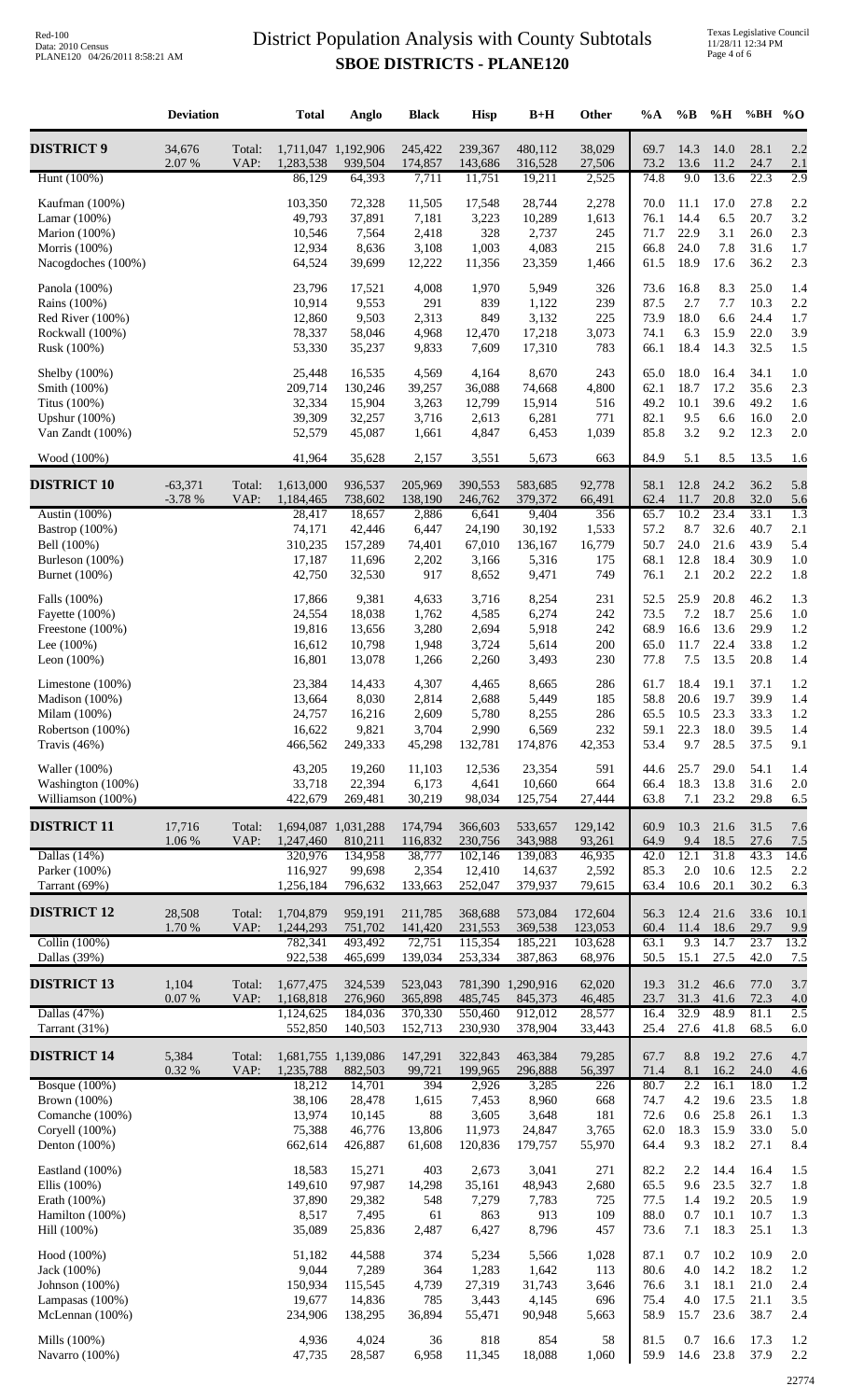# District Population Analysis with County Subtotals

## SBOE DISTRICTS - PLANE120

| | Deviation | | Total | Anglo | Black | Hisp | B+H | Other | %A | %B | %H | %BH | %O |
|---|---|---|---|---|---|---|---|---|---|---|---|---|---|
| **DISTRICT 9** | 34,676 | Total: | 1,711,047 | 1,192,906 | 245,422 | 239,367 | 480,112 | 38,029 | 69.7 | 14.3 | 14.0 | 28.1 | 2.2 |
| | 2.07 % | VAP: | 1,283,538 | 939,504 | 174,857 | 143,686 | 316,528 | 27,506 | 73.2 | 13.6 | 11.2 | 24.7 | 2.1 |
| Hunt (100%) | | | 86,129 | 64,393 | 7,711 | 11,751 | 19,211 | 2,525 | 74.8 | 9.0 | 13.6 | 22.3 | 2.9 |
| Kaufman (100%) | | | 103,350 | 72,328 | 11,505 | 17,548 | 28,744 | 2,278 | 70.0 | 11.1 | 17.0 | 27.8 | 2.2 |
| Lamar (100%) | | | 49,793 | 37,891 | 7,181 | 3,223 | 10,289 | 1,613 | 76.1 | 14.4 | 6.5 | 20.7 | 3.2 |
| Marion (100%) | | | 10,546 | 7,564 | 2,418 | 328 | 2,737 | 245 | 71.7 | 22.9 | 3.1 | 26.0 | 2.3 |
| Morris (100%) | | | 12,934 | 8,636 | 3,108 | 1,003 | 4,083 | 215 | 66.8 | 24.0 | 7.8 | 31.6 | 1.7 |
| Nacogdoches (100%) | | | 64,524 | 39,699 | 12,222 | 11,356 | 23,359 | 1,466 | 61.5 | 18.9 | 17.6 | 36.2 | 2.3 |
| Panola (100%) | | | 23,796 | 17,521 | 4,008 | 1,970 | 5,949 | 326 | 73.6 | 16.8 | 8.3 | 25.0 | 1.4 |
| Rains (100%) | | | 10,914 | 9,553 | 291 | 839 | 1,122 | 239 | 87.5 | 2.7 | 7.7 | 10.3 | 2.2 |
| Red River (100%) | | | 12,860 | 9,503 | 2,313 | 849 | 3,132 | 225 | 73.9 | 18.0 | 6.6 | 24.4 | 1.7 |
| Rockwall (100%) | | | 78,337 | 58,046 | 4,968 | 12,470 | 17,218 | 3,073 | 74.1 | 6.3 | 15.9 | 22.0 | 3.9 |
| Rusk (100%) | | | 53,330 | 35,237 | 9,833 | 7,609 | 17,310 | 783 | 66.1 | 18.4 | 14.3 | 32.5 | 1.5 |
| Shelby (100%) | | | 25,448 | 16,535 | 4,569 | 4,164 | 8,670 | 243 | 65.0 | 18.0 | 16.4 | 34.1 | 1.0 |
| Smith (100%) | | | 209,714 | 130,246 | 39,257 | 36,088 | 74,668 | 4,800 | 62.1 | 18.7 | 17.2 | 35.6 | 2.3 |
| Titus (100%) | | | 32,334 | 15,904 | 3,263 | 12,799 | 15,914 | 516 | 49.2 | 10.1 | 39.6 | 49.2 | 1.6 |
| Upshur (100%) | | | 39,309 | 32,257 | 3,716 | 2,613 | 6,281 | 771 | 82.1 | 9.5 | 6.6 | 16.0 | 2.0 |
| Van Zandt (100%) | | | 52,579 | 45,087 | 1,661 | 4,847 | 6,453 | 1,039 | 85.8 | 3.2 | 9.2 | 12.3 | 2.0 |
| Wood (100%) | | | 41,964 | 35,628 | 2,157 | 3,551 | 5,673 | 663 | 84.9 | 5.1 | 8.5 | 13.5 | 1.6 |
| **DISTRICT 10** | -63,371 | Total: | 1,613,000 | 936,537 | 205,969 | 390,553 | 583,685 | 92,778 | 58.1 | 12.8 | 24.2 | 36.2 | 5.8 |
| | -3.78 % | VAP: | 1,184,465 | 738,602 | 138,190 | 246,762 | 379,372 | 66,491 | 62.4 | 11.7 | 20.8 | 32.0 | 5.6 |
| Austin (100%) | | | 28,417 | 18,657 | 2,886 | 6,641 | 9,404 | 356 | 65.7 | 10.2 | 23.4 | 33.1 | 1.3 |
| Bastrop (100%) | | | 74,171 | 42,446 | 6,447 | 24,190 | 30,192 | 1,533 | 57.2 | 8.7 | 32.6 | 40.7 | 2.1 |
| Bell (100%) | | | 310,235 | 157,289 | 74,401 | 67,010 | 136,167 | 16,779 | 50.7 | 24.0 | 21.6 | 43.9 | 5.4 |
| Burleson (100%) | | | 17,187 | 11,696 | 2,202 | 3,166 | 5,316 | 175 | 68.1 | 12.8 | 18.4 | 30.9 | 1.0 |
| Burnet (100%) | | | 42,750 | 32,530 | 917 | 8,652 | 9,471 | 749 | 76.1 | 2.1 | 20.2 | 22.2 | 1.8 |
| Falls (100%) | | | 17,866 | 9,381 | 4,633 | 3,716 | 8,254 | 231 | 52.5 | 25.9 | 20.8 | 46.2 | 1.3 |
| Fayette (100%) | | | 24,554 | 18,038 | 1,762 | 4,585 | 6,274 | 242 | 73.5 | 7.2 | 18.7 | 25.6 | 1.0 |
| Freestone (100%) | | | 19,816 | 13,656 | 3,280 | 2,694 | 5,918 | 242 | 68.9 | 16.6 | 13.6 | 29.9 | 1.2 |
| Lee (100%) | | | 16,612 | 10,798 | 1,948 | 3,724 | 5,614 | 200 | 65.0 | 11.7 | 22.4 | 33.8 | 1.2 |
| Leon (100%) | | | 16,801 | 13,078 | 1,266 | 2,260 | 3,493 | 230 | 77.8 | 7.5 | 13.5 | 20.8 | 1.4 |
| Limestone (100%) | | | 23,384 | 14,433 | 4,307 | 4,465 | 8,665 | 286 | 61.7 | 18.4 | 19.1 | 37.1 | 1.2 |
| Madison (100%) | | | 13,664 | 8,030 | 2,814 | 2,688 | 5,449 | 185 | 58.8 | 20.6 | 19.7 | 39.9 | 1.4 |
| Milam (100%) | | | 24,757 | 16,216 | 2,609 | 5,780 | 8,255 | 286 | 65.5 | 10.5 | 23.3 | 33.3 | 1.2 |
| Robertson (100%) | | | 16,622 | 9,821 | 3,704 | 2,990 | 6,569 | 232 | 59.1 | 22.3 | 18.0 | 39.5 | 1.4 |
| Travis (46%) | | | 466,562 | 249,333 | 45,298 | 132,781 | 174,876 | 42,353 | 53.4 | 9.7 | 28.5 | 37.5 | 9.1 |
| Waller (100%) | | | 43,205 | 19,260 | 11,103 | 12,536 | 23,354 | 591 | 44.6 | 25.7 | 29.0 | 54.1 | 1.4 |
| Washington (100%) | | | 33,718 | 22,394 | 6,173 | 4,641 | 10,660 | 664 | 66.4 | 18.3 | 13.8 | 31.6 | 2.0 |
| Williamson (100%) | | | 422,679 | 269,481 | 30,219 | 98,034 | 125,754 | 27,444 | 63.8 | 7.1 | 23.2 | 29.8 | 6.5 |
| **DISTRICT 11** | 17,716 | Total: | 1,694,087 | 1,031,288 | 174,794 | 366,603 | 533,657 | 129,142 | 60.9 | 10.3 | 21.6 | 31.5 | 7.6 |
| | 1.06 % | VAP: | 1,247,460 | 810,211 | 116,832 | 230,756 | 343,988 | 93,261 | 64.9 | 9.4 | 18.5 | 27.6 | 7.5 |
| Dallas (14%) | | | 320,976 | 134,958 | 38,777 | 102,146 | 139,083 | 46,935 | 42.0 | 12.1 | 31.8 | 43.3 | 14.6 |
| Parker (100%) | | | 116,927 | 99,698 | 2,354 | 12,410 | 14,637 | 2,592 | 85.3 | 2.0 | 10.6 | 12.5 | 2.2 |
| Tarrant (69%) | | | 1,256,184 | 796,632 | 133,663 | 252,047 | 379,937 | 79,615 | 63.4 | 10.6 | 20.1 | 30.2 | 6.3 |
| **DISTRICT 12** | 28,508 | Total: | 1,704,879 | 959,191 | 211,785 | 368,688 | 573,084 | 172,604 | 56.3 | 12.4 | 21.6 | 33.6 | 10.1 |
| | 1.70 % | VAP: | 1,244,293 | 751,702 | 141,420 | 231,553 | 369,538 | 123,053 | 60.4 | 11.4 | 18.6 | 29.7 | 9.9 |
| Collin (100%) | | | 782,341 | 493,492 | 72,751 | 115,354 | 185,221 | 103,628 | 63.1 | 9.3 | 14.7 | 23.7 | 13.2 |
| Dallas (39%) | | | 922,538 | 465,699 | 139,034 | 253,334 | 387,863 | 68,976 | 50.5 | 15.1 | 27.5 | 42.0 | 7.5 |
| **DISTRICT 13** | 1,104 | Total: | 1,677,475 | 324,539 | 523,043 | 781,390 | 1,290,916 | 62,020 | 19.3 | 31.2 | 46.6 | 77.0 | 3.7 |
| | 0.07 % | VAP: | 1,168,818 | 276,960 | 365,898 | 485,745 | 845,373 | 46,485 | 23.7 | 31.3 | 41.6 | 72.3 | 4.0 |
| Dallas (47%) | | | 1,124,625 | 184,036 | 370,330 | 550,460 | 912,012 | 28,577 | 16.4 | 32.9 | 48.9 | 81.1 | 2.5 |
| Tarrant (31%) | | | 552,850 | 140,503 | 152,713 | 230,930 | 378,904 | 33,443 | 25.4 | 27.6 | 41.8 | 68.5 | 6.0 |
| **DISTRICT 14** | 5,384 | Total: | 1,681,755 | 1,139,086 | 147,291 | 322,843 | 463,384 | 79,285 | 67.7 | 8.8 | 19.2 | 27.6 | 4.7 |
| | 0.32 % | VAP: | 1,235,788 | 882,503 | 99,721 | 199,965 | 296,888 | 56,397 | 71.4 | 8.1 | 16.2 | 24.0 | 4.6 |
| Bosque (100%) | | | 18,212 | 14,701 | 394 | 2,926 | 3,285 | 226 | 80.7 | 2.2 | 16.1 | 18.0 | 1.2 |
| Brown (100%) | | | 38,106 | 28,478 | 1,615 | 7,453 | 8,960 | 668 | 74.7 | 4.2 | 19.6 | 23.5 | 1.8 |
| Comanche (100%) | | | 13,974 | 10,145 | 88 | 3,605 | 3,648 | 181 | 72.6 | 0.6 | 25.8 | 26.1 | 1.3 |
| Coryell (100%) | | | 75,388 | 46,776 | 13,806 | 11,973 | 24,847 | 3,765 | 62.0 | 18.3 | 15.9 | 33.0 | 5.0 |
| Denton (100%) | | | 662,614 | 426,887 | 61,608 | 120,836 | 179,757 | 55,970 | 64.4 | 9.3 | 18.2 | 27.1 | 8.4 |
| Eastland (100%) | | | 18,583 | 15,271 | 403 | 2,673 | 3,041 | 271 | 82.2 | 2.2 | 14.4 | 16.4 | 1.5 |
| Ellis (100%) | | | 149,610 | 97,987 | 14,298 | 35,161 | 48,943 | 2,680 | 65.5 | 9.6 | 23.5 | 32.7 | 1.8 |
| Erath (100%) | | | 37,890 | 29,382 | 548 | 7,279 | 7,783 | 725 | 77.5 | 1.4 | 19.2 | 20.5 | 1.9 |
| Hamilton (100%) | | | 8,517 | 7,495 | 61 | 863 | 913 | 109 | 88.0 | 0.7 | 10.1 | 10.7 | 1.3 |
| Hill (100%) | | | 35,089 | 25,836 | 2,487 | 6,427 | 8,796 | 457 | 73.6 | 7.1 | 18.3 | 25.1 | 1.3 |
| Hood (100%) | | | 51,182 | 44,588 | 374 | 5,234 | 5,566 | 1,028 | 87.1 | 0.7 | 10.2 | 10.9 | 2.0 |
| Jack (100%) | | | 9,044 | 7,289 | 364 | 1,283 | 1,642 | 113 | 80.6 | 4.0 | 14.2 | 18.2 | 1.2 |
| Johnson (100%) | | | 150,934 | 115,545 | 4,739 | 27,319 | 31,743 | 3,646 | 76.6 | 3.1 | 18.1 | 21.0 | 2.4 |
| Lampasas (100%) | | | 19,677 | 14,836 | 785 | 3,443 | 4,145 | 696 | 75.4 | 4.0 | 17.5 | 21.1 | 3.5 |
| McLennan (100%) | | | 234,906 | 138,295 | 36,894 | 55,471 | 90,948 | 5,663 | 58.9 | 15.7 | 23.6 | 38.7 | 2.4 |
| Mills (100%) | | | 4,936 | 4,024 | 36 | 818 | 854 | 58 | 81.5 | 0.7 | 16.6 | 17.3 | 1.2 |
| Navarro (100%) | | | 47,735 | 28,587 | 6,958 | 11,345 | 18,088 | 1,060 | 59.9 | 14.6 | 23.8 | 37.9 | 2.2 |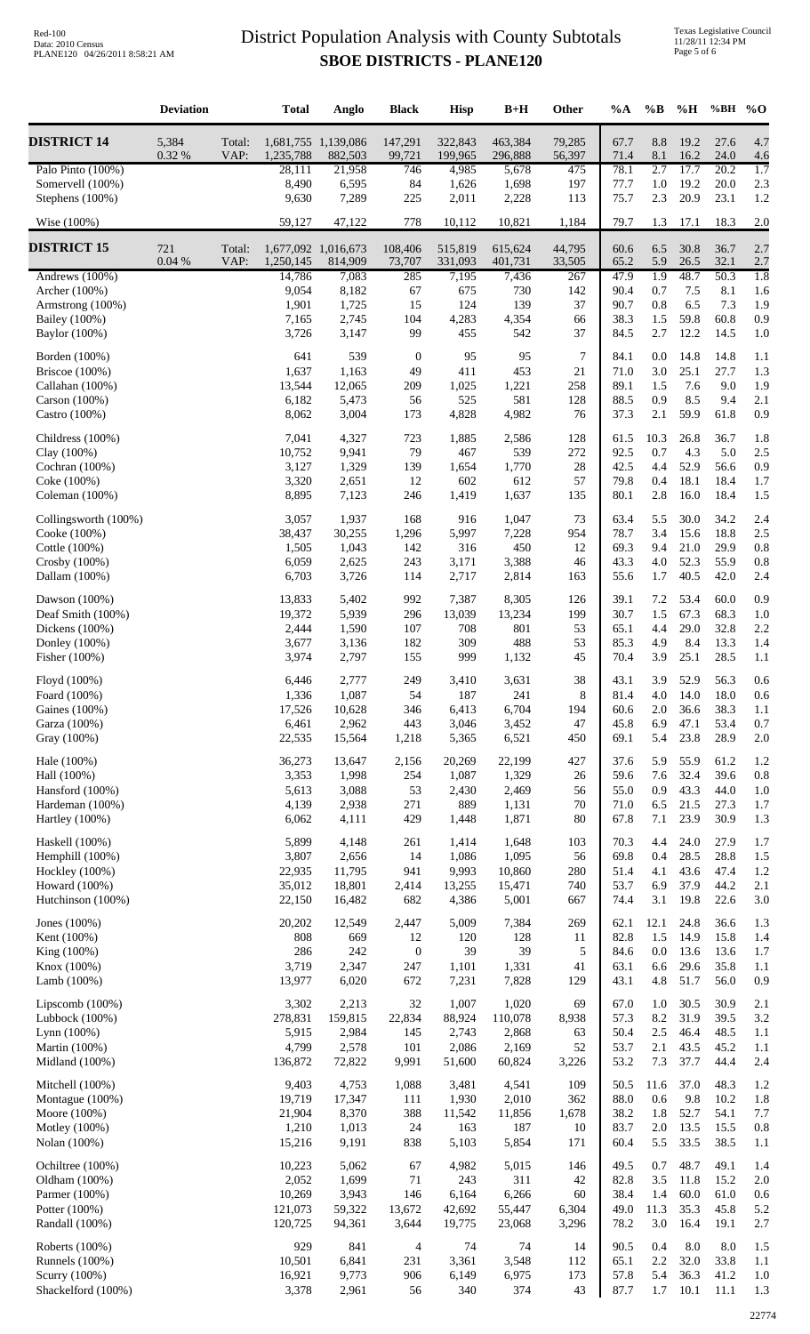# District Population Analysis with County Subtotals
## SBOE DISTRICTS - PLANE120

| | Deviation | | Total | Anglo | Black | Hisp | B+H | Other | %A | %B | %H | %BH | %O |
|---|---|---|---|---|---|---|---|---|---|---|---|---|---|
| **DISTRICT 14** | 5,384 | Total: | 1,681,755 | 1,139,086 | 147,291 | 322,843 | 463,384 | 79,285 | 67.7 | 8.8 | 19.2 | 27.6 | 4.7 |
| | 0.32 % | VAP: | 1,235,788 | 882,503 | 99,721 | 199,965 | 296,888 | 56,397 | 71.4 | 8.1 | 16.2 | 24.0 | 4.6 |
| Palo Pinto (100%) | | | 28,111 | 21,958 | 746 | 4,985 | 5,678 | 475 | 78.1 | 2.7 | 17.7 | 20.2 | 1.7 |
| Somervell (100%) | | | 8,490 | 6,595 | 84 | 1,626 | 1,698 | 197 | 77.7 | 1.0 | 19.2 | 20.0 | 2.3 |
| Stephens (100%) | | | 9,630 | 7,289 | 225 | 2,011 | 2,228 | 113 | 75.7 | 2.3 | 20.9 | 23.1 | 1.2 |
| Wise (100%) | | | 59,127 | 47,122 | 778 | 10,112 | 10,821 | 1,184 | 79.7 | 1.3 | 17.1 | 18.3 | 2.0 |
| **DISTRICT 15** | 721 | Total: | 1,677,092 | 1,016,673 | 108,406 | 515,819 | 615,624 | 44,795 | 60.6 | 6.5 | 30.8 | 36.7 | 2.7 |
| | 0.04 % | VAP: | 1,250,145 | 814,909 | 73,707 | 331,093 | 401,731 | 33,505 | 65.2 | 5.9 | 26.5 | 32.1 | 2.7 |
| Andrews (100%) | | | 14,786 | 7,083 | 285 | 7,195 | 7,436 | 267 | 47.9 | 1.9 | 48.7 | 50.3 | 1.8 |
| Archer (100%) | | | 9,054 | 8,182 | 67 | 675 | 730 | 142 | 90.4 | 0.7 | 7.5 | 8.1 | 1.6 |
| Armstrong (100%) | | | 1,901 | 1,725 | 15 | 124 | 139 | 37 | 90.7 | 0.8 | 6.5 | 7.3 | 1.9 |
| Bailey (100%) | | | 7,165 | 2,745 | 104 | 4,283 | 4,354 | 66 | 38.3 | 1.5 | 59.8 | 60.8 | 0.9 |
| Baylor (100%) | | | 3,726 | 3,147 | 99 | 455 | 542 | 37 | 84.5 | 2.7 | 12.2 | 14.5 | 1.0 |
| Borden (100%) | | | 641 | 539 | 0 | 95 | 95 | 7 | 84.1 | 0.0 | 14.8 | 14.8 | 1.1 |
| Briscoe (100%) | | | 1,637 | 1,163 | 49 | 411 | 453 | 21 | 71.0 | 3.0 | 25.1 | 27.7 | 1.3 |
| Callahan (100%) | | | 13,544 | 12,065 | 209 | 1,025 | 1,221 | 258 | 89.1 | 1.5 | 7.6 | 9.0 | 1.9 |
| Carson (100%) | | | 6,182 | 5,473 | 56 | 525 | 581 | 128 | 88.5 | 0.9 | 8.5 | 9.4 | 2.1 |
| Castro (100%) | | | 8,062 | 3,004 | 173 | 4,828 | 4,982 | 76 | 37.3 | 2.1 | 59.9 | 61.8 | 0.9 |
| Childress (100%) | | | 7,041 | 4,327 | 723 | 1,885 | 2,586 | 128 | 61.5 | 10.3 | 26.8 | 36.7 | 1.8 |
| Clay (100%) | | | 10,752 | 9,941 | 79 | 467 | 539 | 272 | 92.5 | 0.7 | 4.3 | 5.0 | 2.5 |
| Cochran (100%) | | | 3,127 | 1,329 | 139 | 1,654 | 1,770 | 28 | 42.5 | 4.4 | 52.9 | 56.6 | 0.9 |
| Coke (100%) | | | 3,320 | 2,651 | 12 | 602 | 612 | 57 | 79.8 | 0.4 | 18.1 | 18.4 | 1.7 |
| Coleman (100%) | | | 8,895 | 7,123 | 246 | 1,419 | 1,637 | 135 | 80.1 | 2.8 | 16.0 | 18.4 | 1.5 |
| Collingsworth (100%) | | | 3,057 | 1,937 | 168 | 916 | 1,047 | 73 | 63.4 | 5.5 | 30.0 | 34.2 | 2.4 |
| Cooke (100%) | | | 38,437 | 30,255 | 1,296 | 5,997 | 7,228 | 954 | 78.7 | 3.4 | 15.6 | 18.8 | 2.5 |
| Cottle (100%) | | | 1,505 | 1,043 | 142 | 316 | 450 | 12 | 69.3 | 9.4 | 21.0 | 29.9 | 0.8 |
| Crosby (100%) | | | 6,059 | 2,625 | 243 | 3,171 | 3,388 | 46 | 43.3 | 4.0 | 52.3 | 55.9 | 0.8 |
| Dallam (100%) | | | 6,703 | 3,726 | 114 | 2,717 | 2,814 | 163 | 55.6 | 1.7 | 40.5 | 42.0 | 2.4 |
| Dawson (100%) | | | 13,833 | 5,402 | 992 | 7,387 | 8,305 | 126 | 39.1 | 7.2 | 53.4 | 60.0 | 0.9 |
| Deaf Smith (100%) | | | 19,372 | 5,939 | 296 | 13,039 | 13,234 | 199 | 30.7 | 1.5 | 67.3 | 68.3 | 1.0 |
| Dickens (100%) | | | 2,444 | 1,590 | 107 | 708 | 801 | 53 | 65.1 | 4.4 | 29.0 | 32.8 | 2.2 |
| Donley (100%) | | | 3,677 | 3,136 | 182 | 309 | 488 | 53 | 85.3 | 4.9 | 8.4 | 13.3 | 1.4 |
| Fisher (100%) | | | 3,974 | 2,797 | 155 | 999 | 1,132 | 45 | 70.4 | 3.9 | 25.1 | 28.5 | 1.1 |
| Floyd (100%) | | | 6,446 | 2,777 | 249 | 3,410 | 3,631 | 38 | 43.1 | 3.9 | 52.9 | 56.3 | 0.6 |
| Foard (100%) | | | 1,336 | 1,087 | 54 | 187 | 241 | 8 | 81.4 | 4.0 | 14.0 | 18.0 | 0.6 |
| Gaines (100%) | | | 17,526 | 10,628 | 346 | 6,413 | 6,704 | 194 | 60.6 | 2.0 | 36.6 | 38.3 | 1.1 |
| Garza (100%) | | | 6,461 | 2,962 | 443 | 3,046 | 3,452 | 47 | 45.8 | 6.9 | 47.1 | 53.4 | 0.7 |
| Gray (100%) | | | 22,535 | 15,564 | 1,218 | 5,365 | 6,521 | 450 | 69.1 | 5.4 | 23.8 | 28.9 | 2.0 |
| Hale (100%) | | | 36,273 | 13,647 | 2,156 | 20,269 | 22,199 | 427 | 37.6 | 5.9 | 55.9 | 61.2 | 1.2 |
| Hall (100%) | | | 3,353 | 1,998 | 254 | 1,087 | 1,329 | 26 | 59.6 | 7.6 | 32.4 | 39.6 | 0.8 |
| Hansford (100%) | | | 5,613 | 3,088 | 53 | 2,430 | 2,469 | 56 | 55.0 | 0.9 | 43.3 | 44.0 | 1.0 |
| Hardeman (100%) | | | 4,139 | 2,938 | 271 | 889 | 1,131 | 70 | 71.0 | 6.5 | 21.5 | 27.3 | 1.7 |
| Hartley (100%) | | | 6,062 | 4,111 | 429 | 1,448 | 1,871 | 80 | 67.8 | 7.1 | 23.9 | 30.9 | 1.3 |
| Haskell (100%) | | | 5,899 | 4,148 | 261 | 1,414 | 1,648 | 103 | 70.3 | 4.4 | 24.0 | 27.9 | 1.7 |
| Hemphill (100%) | | | 3,807 | 2,656 | 14 | 1,086 | 1,095 | 56 | 69.8 | 0.4 | 28.5 | 28.8 | 1.5 |
| Hockley (100%) | | | 22,935 | 11,795 | 941 | 9,993 | 10,860 | 280 | 51.4 | 4.1 | 43.6 | 47.4 | 1.2 |
| Howard (100%) | | | 35,012 | 18,801 | 2,414 | 13,255 | 15,471 | 740 | 53.7 | 6.9 | 37.9 | 44.2 | 2.1 |
| Hutchinson (100%) | | | 22,150 | 16,482 | 682 | 4,386 | 5,001 | 667 | 74.4 | 3.1 | 19.8 | 22.6 | 3.0 |
| Jones (100%) | | | 20,202 | 12,549 | 2,447 | 5,009 | 7,384 | 269 | 62.1 | 12.1 | 24.8 | 36.6 | 1.3 |
| Kent (100%) | | | 808 | 669 | 12 | 120 | 128 | 11 | 82.8 | 1.5 | 14.9 | 15.8 | 1.4 |
| King (100%) | | | 286 | 242 | 0 | 39 | 39 | 5 | 84.6 | 0.0 | 13.6 | 13.6 | 1.7 |
| Knox (100%) | | | 3,719 | 2,347 | 247 | 1,101 | 1,331 | 41 | 63.1 | 6.6 | 29.6 | 35.8 | 1.1 |
| Lamb (100%) | | | 13,977 | 6,020 | 672 | 7,231 | 7,828 | 129 | 43.1 | 4.8 | 51.7 | 56.0 | 0.9 |
| Lipscomb (100%) | | | 3,302 | 2,213 | 32 | 1,007 | 1,020 | 69 | 67.0 | 1.0 | 30.5 | 30.9 | 2.1 |
| Lubbock (100%) | | | 278,831 | 159,815 | 22,834 | 88,924 | 110,078 | 8,938 | 57.3 | 8.2 | 31.9 | 39.5 | 3.2 |
| Lynn (100%) | | | 5,915 | 2,984 | 145 | 2,743 | 2,868 | 63 | 50.4 | 2.5 | 46.4 | 48.5 | 1.1 |
| Martin (100%) | | | 4,799 | 2,578 | 101 | 2,086 | 2,169 | 52 | 53.7 | 2.1 | 43.5 | 45.2 | 1.1 |
| Midland (100%) | | | 136,872 | 72,822 | 9,991 | 51,600 | 60,824 | 3,226 | 53.2 | 7.3 | 37.7 | 44.4 | 2.4 |
| Mitchell (100%) | | | 9,403 | 4,753 | 1,088 | 3,481 | 4,541 | 109 | 50.5 | 11.6 | 37.0 | 48.3 | 1.2 |
| Montague (100%) | | | 19,719 | 17,347 | 111 | 1,930 | 2,010 | 362 | 88.0 | 0.6 | 9.8 | 10.2 | 1.8 |
| Moore (100%) | | | 21,904 | 8,370 | 388 | 11,542 | 11,856 | 1,678 | 38.2 | 1.8 | 52.7 | 54.1 | 7.7 |
| Motley (100%) | | | 1,210 | 1,013 | 24 | 163 | 187 | 10 | 83.7 | 2.0 | 13.5 | 15.5 | 0.8 |
| Nolan (100%) | | | 15,216 | 9,191 | 838 | 5,103 | 5,854 | 171 | 60.4 | 5.5 | 33.5 | 38.5 | 1.1 |
| Ochiltree (100%) | | | 10,223 | 5,062 | 67 | 4,982 | 5,015 | 146 | 49.5 | 0.7 | 48.7 | 49.1 | 1.4 |
| Oldham (100%) | | | 2,052 | 1,699 | 71 | 243 | 311 | 42 | 82.8 | 3.5 | 11.8 | 15.2 | 2.0 |
| Parmer (100%) | | | 10,269 | 3,943 | 146 | 6,164 | 6,266 | 60 | 38.4 | 1.4 | 60.0 | 61.0 | 0.6 |
| Potter (100%) | | | 121,073 | 59,322 | 13,672 | 42,692 | 55,447 | 6,304 | 49.0 | 11.3 | 35.3 | 45.8 | 5.2 |
| Randall (100%) | | | 120,725 | 94,361 | 3,644 | 19,775 | 23,068 | 3,296 | 78.2 | 3.0 | 16.4 | 19.1 | 2.7 |
| Roberts (100%) | | | 929 | 841 | 4 | 74 | 74 | 14 | 90.5 | 0.4 | 8.0 | 8.0 | 1.5 |
| Runnels (100%) | | | 10,501 | 6,841 | 231 | 3,361 | 3,548 | 112 | 65.1 | 2.2 | 32.0 | 33.8 | 1.1 |
| Scurry (100%) | | | 16,921 | 9,773 | 906 | 6,149 | 6,975 | 173 | 57.8 | 5.4 | 36.3 | 41.2 | 1.0 |
| Shackelford (100%) | | | 3,378 | 2,961 | 56 | 340 | 374 | 43 | 87.7 | 1.7 | 10.1 | 11.1 | 1.3 |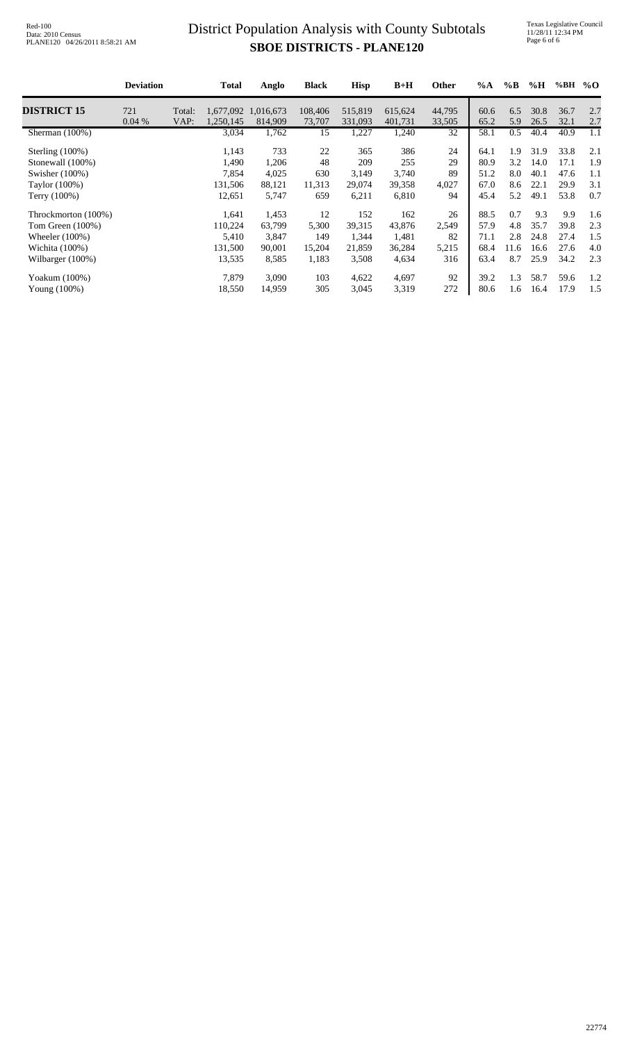# District Population Analysis with County Subtotals

## SBOE DISTRICTS - PLANE120

Red-100
Data: 2010 Census
PLANE120 04/26/2011 8:58:21 AM

Texas Legislative Council
11/28/11 12:34 PM

| | Deviation | | Total | Anglo | Black | Hisp | B+H | Other | %A | %B | %H | %BH | %O |
|---|---|---|---|---|---|---|---|---|---|---|---|---|---|
| **DISTRICT 15** | 721 | Total: | 1,677,092 | 1,016,673 | 108,406 | 515,819 | 615,624 | 44,795 | 60.6 | 6.5 | 30.8 | 36.7 | 2.7 |
| | 0.04 % | VAP: | 1,250,145 | 814,909 | 73,707 | 331,093 | 401,731 | 33,505 | 65.2 | 5.9 | 26.5 | 32.1 | 2.7 |
| Sherman (100%) | | | 3,034 | 1,762 | 15 | 1,227 | 1,240 | 32 | 58.1 | 0.5 | 40.4 | 40.9 | 1.1 |
| Sterling (100%) | | | 1,143 | 733 | 22 | 365 | 386 | 24 | 64.1 | 1.9 | 31.9 | 33.8 | 2.1 |
| Stonewall (100%) | | | 1,490 | 1,206 | 48 | 209 | 255 | 29 | 80.9 | 3.2 | 14.0 | 17.1 | 1.9 |
| Swisher (100%) | | | 7,854 | 4,025 | 630 | 3,149 | 3,740 | 89 | 51.2 | 8.0 | 40.1 | 47.6 | 1.1 |
| Taylor (100%) | | | 131,506 | 88,121 | 11,313 | 29,074 | 39,358 | 4,027 | 67.0 | 8.6 | 22.1 | 29.9 | 3.1 |
| Terry (100%) | | | 12,651 | 5,747 | 659 | 6,211 | 6,810 | 94 | 45.4 | 5.2 | 49.1 | 53.8 | 0.7 |
| Throckmorton (100%) | | | 1,641 | 1,453 | 12 | 152 | 162 | 26 | 88.5 | 0.7 | 9.3 | 9.9 | 1.6 |
| Tom Green (100%) | | | 110,224 | 63,799 | 5,300 | 39,315 | 43,876 | 2,549 | 57.9 | 4.8 | 35.7 | 39.8 | 2.3 |
| Wheeler (100%) | | | 5,410 | 3,847 | 149 | 1,344 | 1,481 | 82 | 71.1 | 2.8 | 24.8 | 27.4 | 1.5 |
| Wichita (100%) | | | 131,500 | 90,001 | 15,204 | 21,859 | 36,284 | 5,215 | 68.4 | 11.6 | 16.6 | 27.6 | 4.0 |
| Wilbarger (100%) | | | 13,535 | 8,585 | 1,183 | 3,508 | 4,634 | 316 | 63.4 | 8.7 | 25.9 | 34.2 | 2.3 |
| Yoakum (100%) | | | 7,879 | 3,090 | 103 | 4,622 | 4,697 | 92 | 39.2 | 1.3 | 58.7 | 59.6 | 1.2 |
| Young (100%) | | | 18,550 | 14,959 | 305 | 3,045 | 3,319 | 272 | 80.6 | 1.6 | 16.4 | 17.9 | 1.5 |

22774